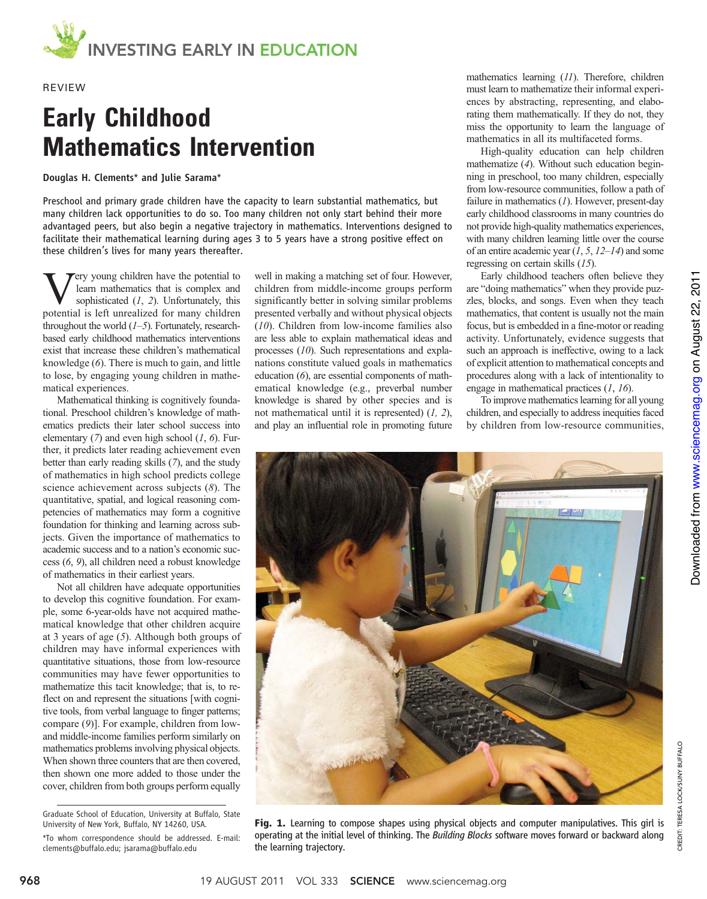INVESTING EARLY IN EDUCATION

REVIEW

# Early Childhood Mathematics Intervention

**Douglas H. Clements* and Julie Sarama***

Preschool and primary grade children have the capacity to learn substantial mathematics, but many children lack opportunities to do so. Too many children not only start behind their more advantaged peers, but also begin a negative trajectory in mathematics. Interventions designed to facilitate their mathematical learning during ages 3 to 5 years have a strong positive effect on these children's lives for many years thereafter.

Very young children have the potential to learn mathematics that is complex and sophisticated (*1*, *2*). Unfortunately, this potential is left unrealized for many children throughout the world (*1*–*5*). Fortunately, research-based early childhood mathematics interventions exist that increase these children's mathematical knowledge (*6*). There is much to gain, and little to lose, by engaging young children in mathematical experiences.

Mathematical thinking is cognitively foundational. Preschool children's knowledge of mathematics predicts their later school success into elementary (*7*) and even high school (*1*, *6*). Further, it predicts later reading achievement even better than early reading skills (*7*), and the study of mathematics in high school predicts college science achievement across subjects (*8*). The quantitative, spatial, and logical reasoning competencies of mathematics may form a cognitive foundation for thinking and learning across subjects. Given the importance of mathematics to academic success and to a nation's economic success (*6*, *9*), all children need a robust knowledge of mathematics in their earliest years.

Not all children have adequate opportunities to develop this cognitive foundation. For example, some 6-year-olds have not acquired mathematical knowledge that other children acquire at 3 years of age (*5*). Although both groups of children may have informal experiences with quantitative situations, those from low-resource communities may have fewer opportunities to mathematize this tacit knowledge; that is, to reflect on and represent the situations [with cognitive tools, from verbal language to finger patterns; compare (*9*)]. For example, children from low- and middle-income families perform similarly on mathematics problems involving physical objects. When shown three counters that are then covered, then shown one more added to those under the cover, children from both groups perform equally well in making a matching set of four. However, children from middle-income groups perform significantly better in solving similar problems presented verbally and without physical objects (*10*). Children from low-income families also are less able to explain mathematical ideas and processes (*10*). Such representations and explanations constitute valued goals in mathematics education (*6*), are essential components of mathematical knowledge (e.g., preverbal number knowledge is shared by other species and is not mathematical until it is represented) (*1, 2*), and play an influential role in promoting future mathematics learning (*11*). Therefore, children must learn to mathematize their informal experiences by abstracting, representing, and elaborating them mathematically. If they do not, they miss the opportunity to learn the language of mathematics in all its multifaceted forms.

High-quality education can help children mathematize (*4*). Without such education beginning in preschool, too many children, especially from low-resource communities, follow a path of failure in mathematics (*1*). However, present-day early childhood classrooms in many countries do not provide high-quality mathematics experiences, with many children learning little over the course of an entire academic year (*1*, *5*, *12*–*14*) and some regressing on certain skills (*15*).

Early childhood teachers often believe they are "doing mathematics" when they provide puzzles, blocks, and songs. Even when they teach mathematics, that content is usually not the main focus, but is embedded in a fine-motor or reading activity. Unfortunately, evidence suggests that such an approach is ineffective, owing to a lack of explicit attention to mathematical concepts and procedures along with a lack of intentionality to engage in mathematical practices (*1*, *16*).

To improve mathematics learning for all young children, and especially to address inequities faced by children from low-resource communities,

**Fig. 1.** Learning to compose shapes using physical objects and computer manipulatives. This girl is operating at the initial level of thinking. The *Building Blocks* software moves forward or backward along the learning trajectory.

CREDIT: TERESA LOCK/SUNY BUFFALO

Graduate School of Education, University at Buffalo, State University of New York, Buffalo, NY 14260, USA.

*To whom correspondence should be addressed. E-mail: clements@buffalo.edu; jsarama@buffalo.edu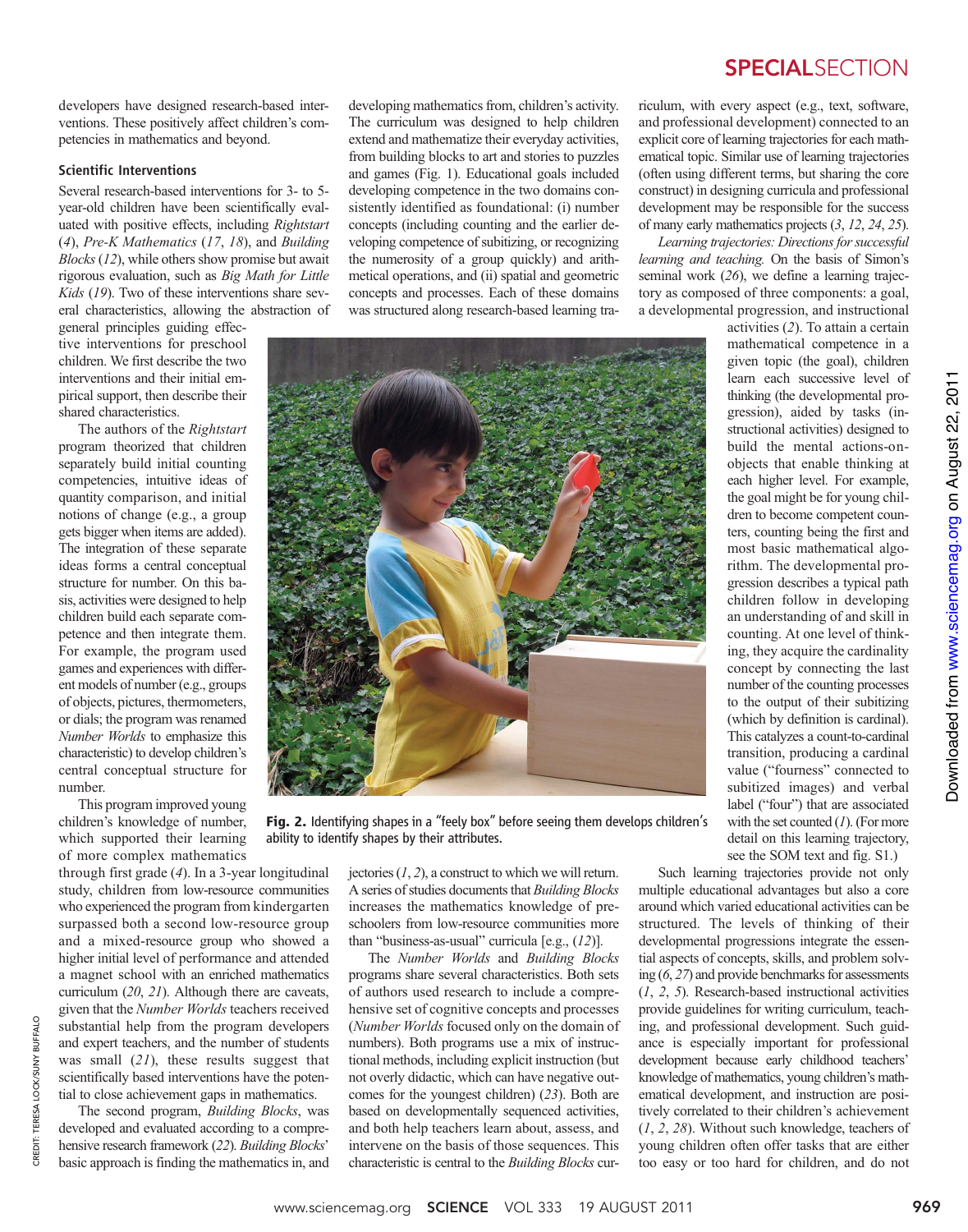developers have designed research-based interventions. These positively affect children's competencies in mathematics and beyond.

### Scientific Interventions

Several research-based interventions for 3- to 5-year-old children have been scientifically evaluated with positive effects, including *Rightstart* (*4*), *Pre-K Mathematics* (*17*, *18*), and *Building Blocks* (*12*), while others show promise but await rigorous evaluation, such as *Big Math for Little Kids* (*19*). Two of these interventions share several characteristics, allowing the abstraction of general principles guiding effective interventions for preschool children. We first describe the two interventions and their initial empirical support, then describe their shared characteristics.

The authors of the *Rightstart* program theorized that children separately build initial counting competencies, intuitive ideas of quantity comparison, and initial notions of change (e.g., a group gets bigger when items are added). The integration of these separate ideas forms a central conceptual structure for number. On this basis, activities were designed to help children build each separate competence and then integrate them. For example, the program used games and experiences with different models of number (e.g., groups of objects, pictures, thermometers, or dials; the program was renamed *Number Worlds* to emphasize this characteristic) to develop children's central conceptual structure for number.

This program improved young children's knowledge of number, which supported their learning of more complex mathematics through first grade (*4*). In a 3-year longitudinal study, children from low-resource communities who experienced the program from kindergarten surpassed both a second low-resource group and a mixed-resource group who showed a higher initial level of performance and attended a magnet school with an enriched mathematics curriculum (*20*, *21*). Although there are caveats, given that the *Number Worlds* teachers received substantial help from the program developers and expert teachers, and the number of students was small (*21*), these results suggest that scientifically based interventions have the potential to close achievement gaps in mathematics.

The second program, *Building Blocks*, was developed and evaluated according to a comprehensive research framework (*22*). *Building Blocks*' basic approach is finding the mathematics in, and developing mathematics from, children's activity. The curriculum was designed to help children extend and mathematize their everyday activities, from building blocks to art and stories to puzzles and games (Fig. 1). Educational goals included developing competence in the two domains consistently identified as foundational: (i) number concepts (including counting and the earlier developing competence of subitizing, or recognizing the numerosity of a group quickly) and arithmetical operations, and (ii) spatial and geometric concepts and processes. Each of these domains was structured along research-based learning trajectories (*1*, *2*), a construct to which we will return. A series of studies documents that *Building Blocks* increases the mathematics knowledge of preschoolers from low-resource communities more than "business-as-usual" curricula [e.g., (*12*)].

The *Number Worlds* and *Building Blocks* programs share several characteristics. Both sets of authors used research to include a comprehensive set of cognitive concepts and processes (*Number Worlds* focused only on the domain of numbers). Both programs use a mix of instructional methods, including explicit instruction (but not overly didactic, which can have negative outcomes for the youngest children) (*23*). Both are based on developmentally sequenced activities, and both help teachers learn about, assess, and intervene on the basis of those sequences. This characteristic is central to the *Building Blocks* curriculum, with every aspect (e.g., text, software, and professional development) connected to an explicit core of learning trajectories for each mathematical topic. Similar use of learning trajectories (often using different terms, but sharing the core construct) in designing curricula and professional development may be responsible for the success of many early mathematics projects (*3*, *12*, *24*, *25*).

*Learning trajectories: Directions for successful learning and teaching.* On the basis of Simon's seminal work (*26*), we define a learning trajectory as composed of three components: a goal, a developmental progression, and instructional activities (*2*). To attain a certain mathematical competence in a given topic (the goal), children learn each successive level of thinking (the developmental progression), aided by tasks (instructional activities) designed to build the mental actions-on-objects that enable thinking at each higher level. For example, the goal might be for young children to become competent counters, counting being the first and most basic mathematical algorithm. The developmental progression describes a typical path children follow in developing an understanding of and skill in counting. At one level of thinking, they acquire the cardinality concept by connecting the last number of the counting processes to the output of their subitizing (which by definition is cardinal). This catalyzes a count-to-cardinal transition, producing a cardinal value ("fourness" connected to subitized images) and verbal label ("four") that are associated with the set counted (*1*). (For more detail on this learning trajectory, see the SOM text and fig. S1.)

**Fig. 2.** Identifying shapes in a "feely box" before seeing them develops children's ability to identify shapes by their attributes.

Such learning trajectories provide not only multiple educational advantages but also a core around which varied educational activities can be structured. The levels of thinking of their developmental progressions integrate the essential aspects of concepts, skills, and problem solving (*6*, *27*) and provide benchmarks for assessments (*1*, *2*, *5*). Research-based instructional activities provide guidelines for writing curriculum, teaching, and professional development. Such guidance is especially important for professional development because early childhood teachers' knowledge of mathematics, young children's mathematical development, and instruction are positively correlated to their children's achievement (*1*, *2*, *28*). Without such knowledge, teachers of young children often offer tasks that are either too easy or too hard for children, and do not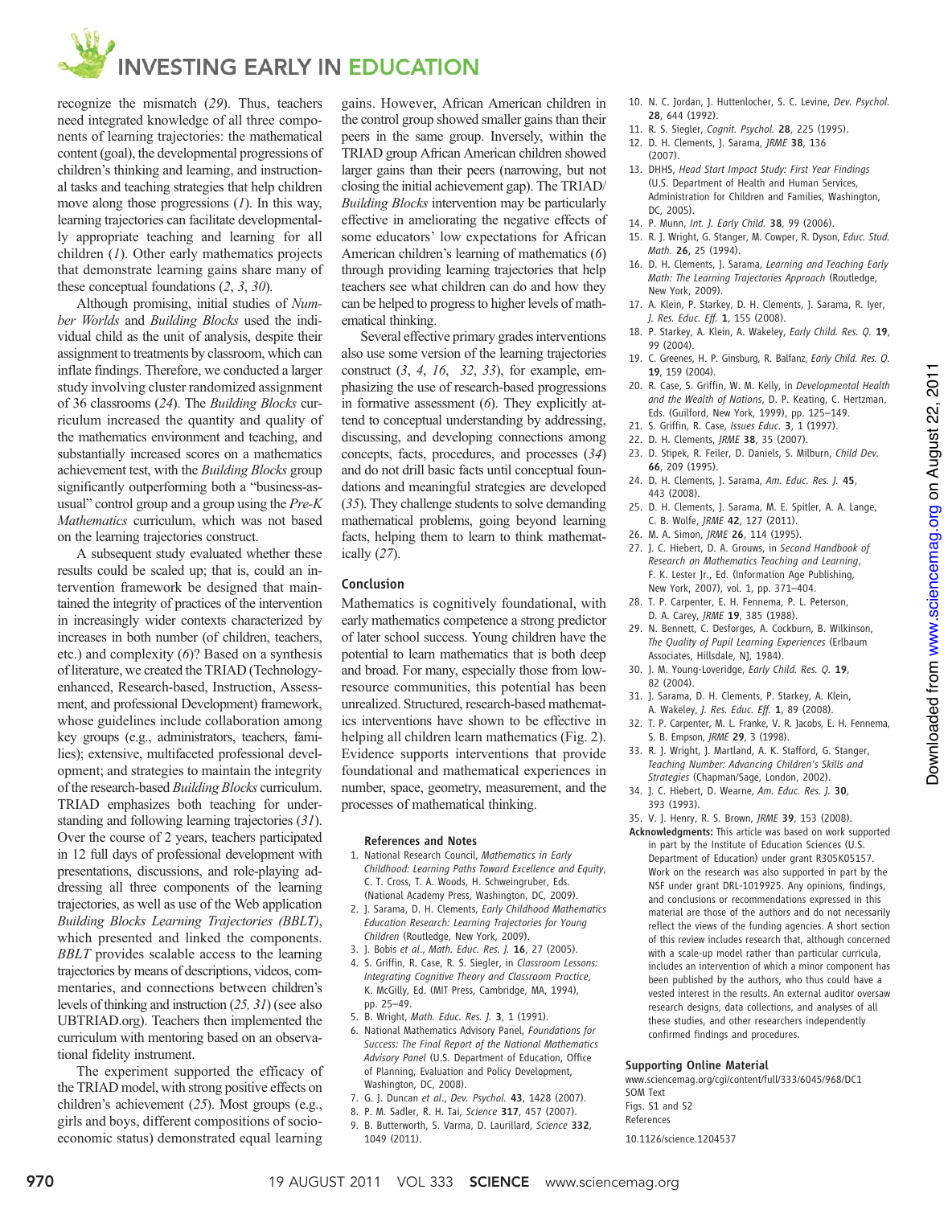recognize the mismatch (*29*). Thus, teachers need integrated knowledge of all three components of learning trajectories: the mathematical content (goal), the developmental progressions of children's thinking and learning, and instructional tasks and teaching strategies that help children move along those progressions (*1*). In this way, learning trajectories can facilitate developmentally appropriate teaching and learning for all children (*1*). Other early mathematics projects that demonstrate learning gains share many of these conceptual foundations (*2*, *3*, *30*).

Although promising, initial studies of *Number Worlds* and *Building Blocks* used the individual child as the unit of analysis, despite their assignment to treatments by classroom, which can inflate findings. Therefore, we conducted a larger study involving cluster randomized assignment of 36 classrooms (*24*). The *Building Blocks* curriculum increased the quantity and quality of the mathematics environment and teaching, and substantially increased scores on a mathematics achievement test, with the *Building Blocks* group significantly outperforming both a "business-as-usual" control group and a group using the *Pre-K Mathematics* curriculum, which was not based on the learning trajectories construct.

A subsequent study evaluated whether these results could be scaled up; that is, could an intervention framework be designed that maintained the integrity of practices of the intervention in increasingly wider contexts characterized by increases in both number (of children, teachers, etc.) and complexity (*6*)? Based on a synthesis of literature, we created the TRIAD (Technology-enhanced, Research-based, Instruction, Assessment, and professional Development) framework, whose guidelines include collaboration among key groups (e.g., administrators, teachers, families); extensive, multifaceted professional development; and strategies to maintain the integrity of the research-based *Building Blocks* curriculum. TRIAD emphasizes both teaching for understanding and following learning trajectories (*31*). Over the course of 2 years, teachers participated in 12 full days of professional development with presentations, discussions, and role-playing addressing all three components of the learning trajectories, as well as use of the Web application *Building Blocks Learning Trajectories (BBLT)*, which presented and linked the components. *BBLT* provides scalable access to the learning trajectories by means of descriptions, videos, commentaries, and connections between children's levels of thinking and instruction (*25, 31*) (see also UBTRIAD.org). Teachers then implemented the curriculum with mentoring based on an observational fidelity instrument.

The experiment supported the efficacy of the TRIAD model, with strong positive effects on children's achievement (*25*). Most groups (e.g., girls and boys, different compositions of socioeconomic status) demonstrated equal learning gains. However, African American children in the control group showed smaller gains than their peers in the same group. Inversely, within the TRIAD group African American children showed larger gains than their peers (narrowing, but not closing the initial achievement gap). The TRIAD/*Building Blocks* intervention may be particularly effective in ameliorating the negative effects of some educators' low expectations for African American children's learning of mathematics (*6*) through providing learning trajectories that help teachers see what children can do and how they can be helped to progress to higher levels of mathematical thinking.

Several effective primary grades interventions also use some version of the learning trajectories construct (*3*, *4*, *16*, *32*, *33*), for example, emphasizing the use of research-based progressions in formative assessment (*6*). They explicitly attend to conceptual understanding by addressing, discussing, and developing connections among concepts, facts, procedures, and processes (*34*) and do not drill basic facts until conceptual foundations and meaningful strategies are developed (*35*). They challenge students to solve demanding mathematical problems, going beyond learning facts, helping them to learn to think mathematically (*27*).

## Conclusion

Mathematics is cognitively foundational, with early mathematics competence a strong predictor of later school success. Young children have the potential to learn mathematics that is both deep and broad. For many, especially those from low-resource communities, this potential has been unrealized. Structured, research-based mathematics interventions have shown to be effective in helping all children learn mathematics (Fig. 2). Evidence supports interventions that provide foundational and mathematical experiences in number, space, geometry, measurement, and the processes of mathematical thinking.

### References and Notes

1. National Research Council, *Mathematics in Early Childhood: Learning Paths Toward Excellence and Equity*, C. T. Cross, T. A. Woods, H. Schweingruber, Eds. (National Academy Press, Washington, DC, 2009).
2. J. Sarama, D. H. Clements, *Early Childhood Mathematics Education Research: Learning Trajectories for Young Children* (Routledge, New York, 2009).
3. J. Bobis *et al.*, *Math. Educ. Res. J.* **16**, 27 (2005).
4. S. Griffin, R. Case, R. S. Siegler, in *Classroom Lessons: Integrating Cognitive Theory and Classroom Practice*, K. McGilly, Ed. (MIT Press, Cambridge, MA, 1994), pp. 25–49.
5. B. Wright, *Math. Educ. Res. J.* **3**, 1 (1991).
6. National Mathematics Advisory Panel, *Foundations for Success: The Final Report of the National Mathematics Advisory Panel* (U.S. Department of Education, Office of Planning, Evaluation and Policy Development, Washington, DC, 2008).
7. G. J. Duncan *et al.*, *Dev. Psychol.* **43**, 1428 (2007).
8. P. M. Sadler, R. H. Tai, *Science* **317**, 457 (2007).
9. B. Butterworth, S. Varma, D. Laurillard, *Science* **332**, 1049 (2011).
10. N. C. Jordan, J. Huttenlocher, S. C. Levine, *Dev. Psychol.* **28**, 644 (1992).
11. R. S. Siegler, *Cognit. Psychol.* **28**, 225 (1995).
12. D. H. Clements, J. Sarama, *JRME* **38**, 136 (2007).
13. DHHS, *Head Start Impact Study: First Year Findings* (U.S. Department of Health and Human Services, Administration for Children and Families, Washington, DC, 2005).
14. P. Munn, *Int. J. Early Child.* **38**, 99 (2006).
15. R. J. Wright, G. Stanger, M. Cowper, R. Dyson, *Educ. Stud. Math.* **26**, 25 (1994).
16. D. H. Clements, J. Sarama, *Learning and Teaching Early Math: The Learning Trajectories Approach* (Routledge, New York, 2009).
17. A. Klein, P. Starkey, D. H. Clements, J. Sarama, R. Iyer, *J. Res. Educ. Eff.* **1**, 155 (2008).
18. P. Starkey, A. Klein, A. Wakeley, *Early Child. Res. Q.* **19**, 99 (2004).
19. C. Greenes, H. P. Ginsburg, R. Balfanz, *Early Child. Res. Q.* **19**, 159 (2004).
20. R. Case, S. Griffin, W. M. Kelly, in *Developmental Health and the Wealth of Nations*, D. P. Keating, C. Hertzman, Eds. (Guilford, New York, 1999), pp. 125–149.
21. S. Griffin, R. Case, *Issues Educ.* **3**, 1 (1997).
22. D. H. Clements, *JRME* **38**, 35 (2007).
23. D. Stipek, R. Feiler, D. Daniels, S. Milburn, *Child Dev.* **66**, 209 (1995).
24. D. H. Clements, J. Sarama, *Am. Educ. Res. J.* **45**, 443 (2008).
25. D. H. Clements, J. Sarama, M. E. Spitler, A. A. Lange, C. B. Wolfe, *JRME* **42**, 127 (2011).
26. M. A. Simon, *JRME* **26**, 114 (1995).
27. J. C. Hiebert, D. A. Grouws, in *Second Handbook of Research on Mathematics Teaching and Learning*, F. K. Lester Jr., Ed. (Information Age Publishing, New York, 2007), vol. 1, pp. 371–404.
28. T. P. Carpenter, E. H. Fennema, P. L. Peterson, D. A. Carey, *JRME* **19**, 385 (1988).
29. N. Bennett, C. Desforges, A. Cockburn, B. Wilkinson, *The Quality of Pupil Learning Experiences* (Erlbaum Associates, Hillsdale, NJ, 1984).
30. J. M. Young-Loveridge, *Early Child. Res. Q.* **19**, 82 (2004).
31. J. Sarama, D. H. Clements, P. Starkey, A. Klein, A. Wakeley, *J. Res. Educ. Eff.* **1**, 89 (2008).
32. T. P. Carpenter, M. L. Franke, V. R. Jacobs, E. H. Fennema, S. B. Empson, *JRME* **29**, 3 (1998).
33. R. J. Wright, J. Martland, A. K. Stafford, G. Stanger, *Teaching Number: Advancing Children's Skills and Strategies* (Chapman/Sage, London, 2002).
34. J. C. Hiebert, D. Wearne, *Am. Educ. Res. J.* **30**, 393 (1993).
35. V. J. Henry, R. S. Brown, *JRME* **39**, 153 (2008).

**Acknowledgments:** This article was based on work supported in part by the Institute of Education Sciences (U.S. Department of Education) under grant R305K05157. Work on the research was also supported in part by the NSF under grant DRL-1019925. Any opinions, findings, and conclusions or recommendations expressed in this material are those of the authors and do not necessarily reflect the views of the funding agencies. A short section of this review includes research that, although concerned with a scale-up model rather than particular curricula, includes an intervention of which a minor component has been published by the authors, who thus could have a vested interest in the results. An external auditor oversaw research designs, data collections, and analyses of all these studies, and other researchers independently confirmed findings and procedures.

### Supporting Online Material

www.sciencemag.org/cgi/content/full/333/6045/968/DC1
SOM Text
Figs. S1 and S2
References

10.1126/science.1204537